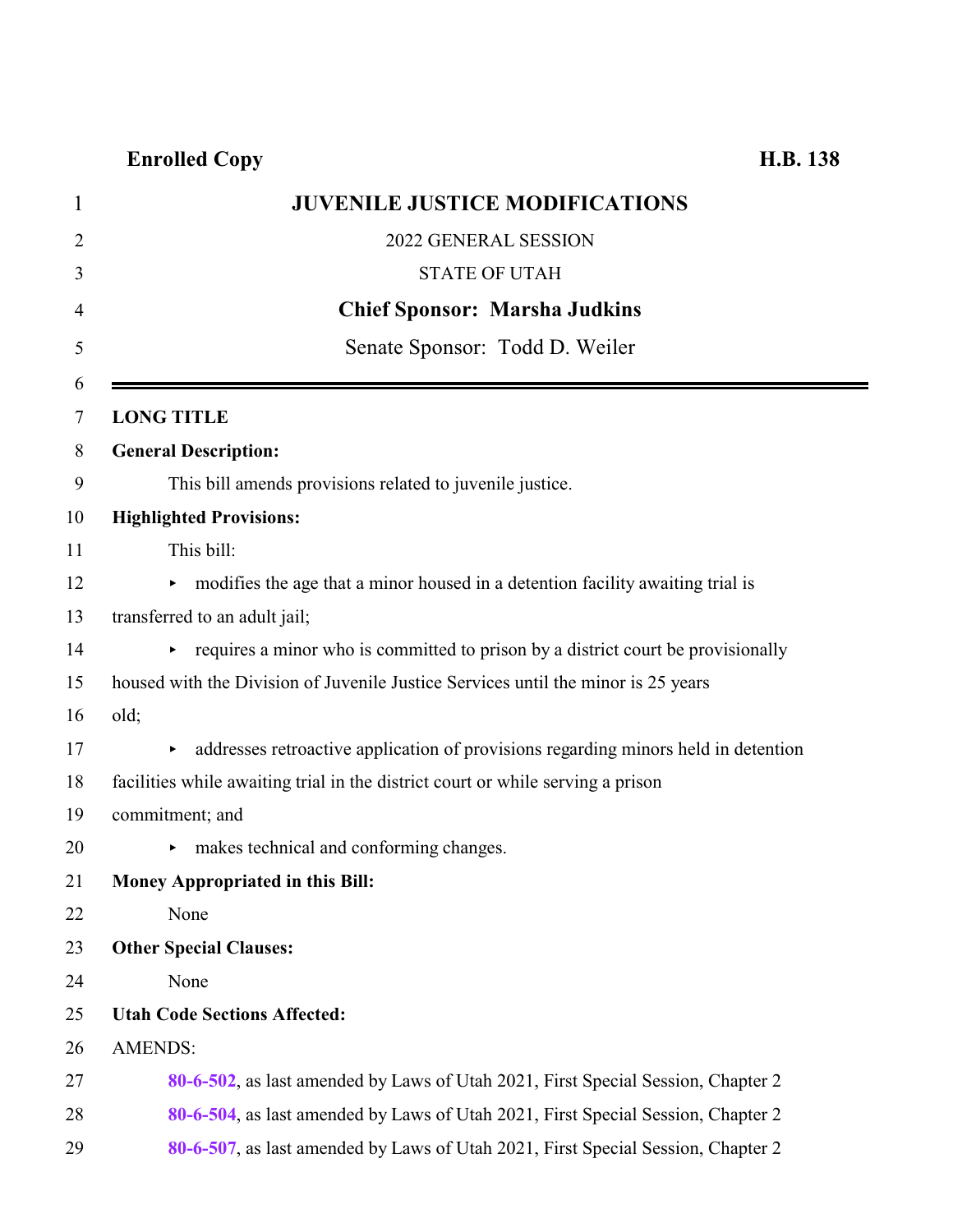**Enrolled Copy** **H.B. 138**

# JUVENILE JUSTICE MODIFICATIONS

2022 GENERAL SESSION

STATE OF UTAH

**Chief Sponsor: Marsha Judkins**

Senate Sponsor: Todd D. Weiler

---

**LONG TITLE**

**General Description:**

This bill amends provisions related to juvenile justice.

**Highlighted Provisions:**

This bill:

- modifies the age that a minor housed in a detention facility awaiting trial is transferred to an adult jail;
- requires a minor who is committed to prison by a district court be provisionally housed with the Division of Juvenile Justice Services until the minor is 25 years old;
- addresses retroactive application of provisions regarding minors held in detention facilities while awaiting trial in the district court or while serving a prison commitment; and
- makes technical and conforming changes.

**Money Appropriated in this Bill:**

None

**Other Special Clauses:**

None

**Utah Code Sections Affected:**

AMENDS:

**80-6-502**, as last amended by Laws of Utah 2021, First Special Session, Chapter 2

**80-6-504**, as last amended by Laws of Utah 2021, First Special Session, Chapter 2

**80-6-507**, as last amended by Laws of Utah 2021, First Special Session, Chapter 2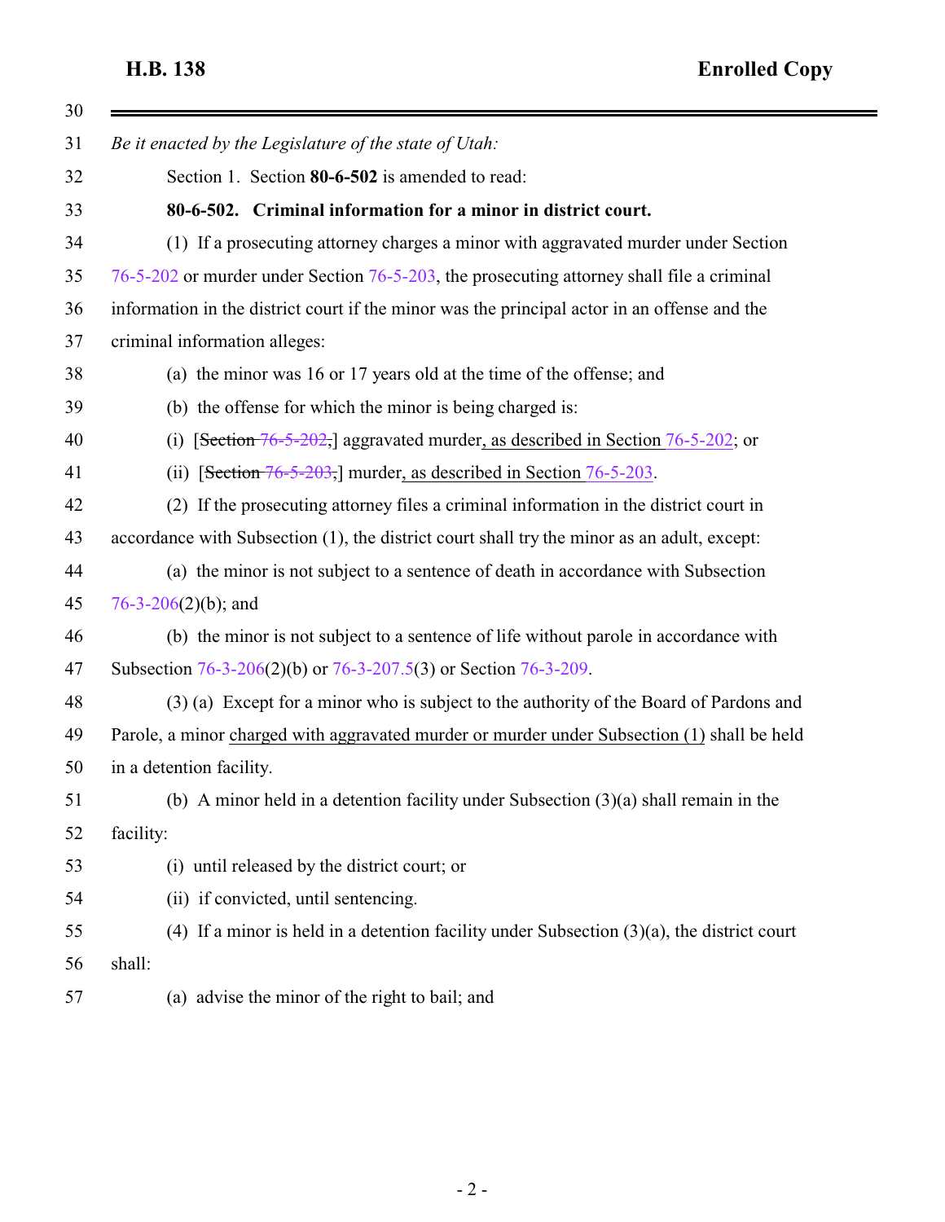*Be it enacted by the Legislature of the state of Utah:*

Section 1. Section **80-6-502** is amended to read:

**80-6-502. Criminal information for a minor in district court.**

(1) If a prosecuting attorney charges a minor with aggravated murder under Section 76-5-202 or murder under Section 76-5-203, the prosecuting attorney shall file a criminal information in the district court if the minor was the principal actor in an offense and the criminal information alleges:

(a) the minor was 16 or 17 years old at the time of the offense; and

(b) the offense for which the minor is being charged is:

(i) [~~Section 76-5-202,~~] aggravated murder<u>, as described in Section 76-5-202</u>; or

(ii) [~~Section 76-5-203,~~] murder<u>, as described in Section 76-5-203</u>.

(2) If the prosecuting attorney files a criminal information in the district court in accordance with Subsection (1), the district court shall try the minor as an adult, except:

(a) the minor is not subject to a sentence of death in accordance with Subsection 76-3-206(2)(b); and

(b) the minor is not subject to a sentence of life without parole in accordance with Subsection 76-3-206(2)(b) or 76-3-207.5(3) or Section 76-3-209.

(3) (a) Except for a minor who is subject to the authority of the Board of Pardons and Parole, a minor <u>charged with aggravated murder or murder under Subsection (1)</u> shall be held in a detention facility.

(b) A minor held in a detention facility under Subsection (3)(a) shall remain in the facility:

(i) until released by the district court; or

(ii) if convicted, until sentencing.

(4) If a minor is held in a detention facility under Subsection (3)(a), the district court shall:

(a) advise the minor of the right to bail; and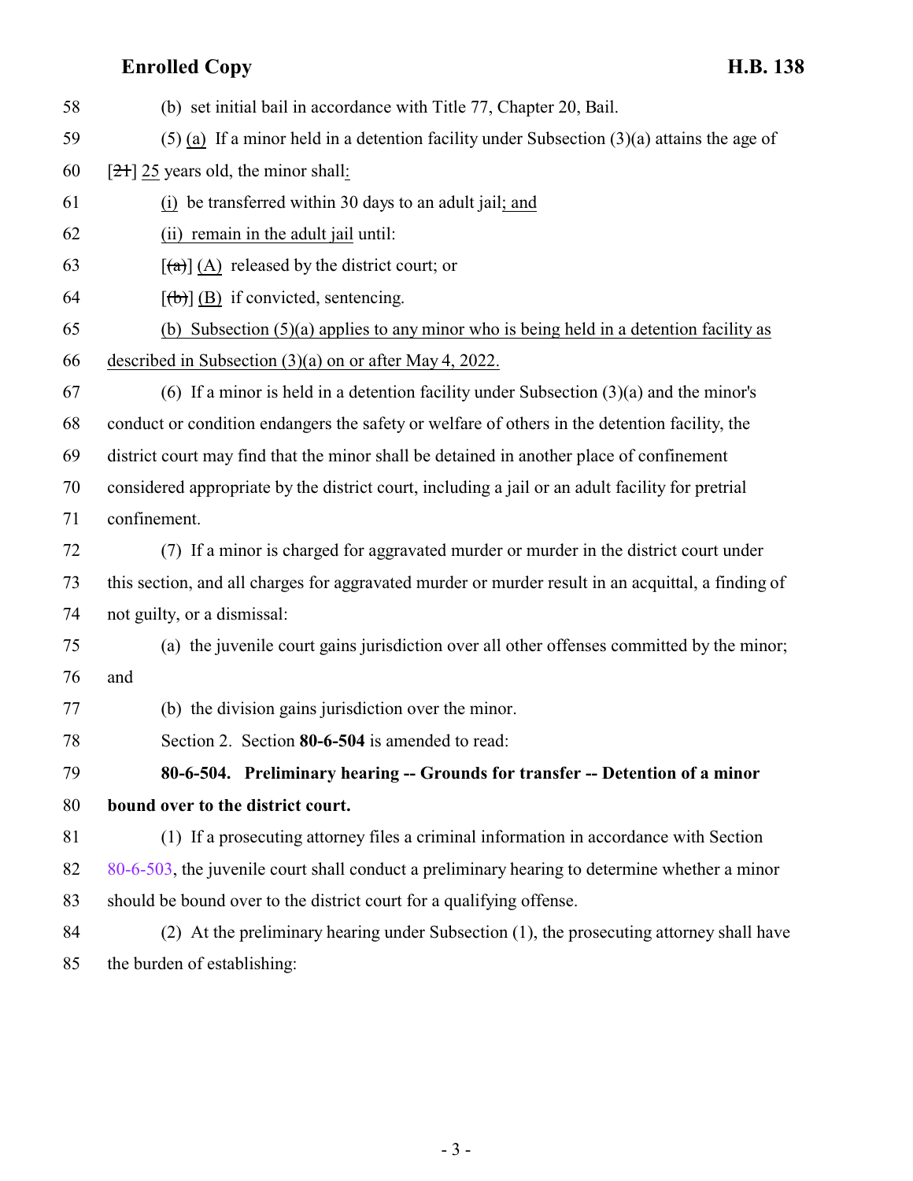58 (b) set initial bail in accordance with Title 77, Chapter 20, Bail.

59 (5) (a) If a minor held in a detention facility under Subsection (3)(a) attains the age of

60 [~~21~~] 25 years old, the minor shall:

61 (i) be transferred within 30 days to an adult jail; and

62 (ii) remain in the adult jail until:

63 [~~(a)~~] (A) released by the district court; or

64 [~~(b)~~] (B) if convicted, sentencing.

65 (b) Subsection (5)(a) applies to any minor who is being held in a detention facility as

66 described in Subsection (3)(a) on or after May 4, 2022.

67 (6) If a minor is held in a detention facility under Subsection (3)(a) and the minor's

68 conduct or condition endangers the safety or welfare of others in the detention facility, the

69 district court may find that the minor shall be detained in another place of confinement

70 considered appropriate by the district court, including a jail or an adult facility for pretrial

71 confinement.

72 (7) If a minor is charged for aggravated murder or murder in the district court under

73 this section, and all charges for aggravated murder or murder result in an acquittal, a finding of

74 not guilty, or a dismissal:

75 (a) the juvenile court gains jurisdiction over all other offenses committed by the minor;

76 and

77 (b) the division gains jurisdiction over the minor.

78 Section 2. Section **80-6-504** is amended to read:

79 **80-6-504. Preliminary hearing -- Grounds for transfer -- Detention of a minor**

80 **bound over to the district court.**

81 (1) If a prosecuting attorney files a criminal information in accordance with Section

82 80-6-503, the juvenile court shall conduct a preliminary hearing to determine whether a minor

83 should be bound over to the district court for a qualifying offense.

84 (2) At the preliminary hearing under Subsection (1), the prosecuting attorney shall have

85 the burden of establishing: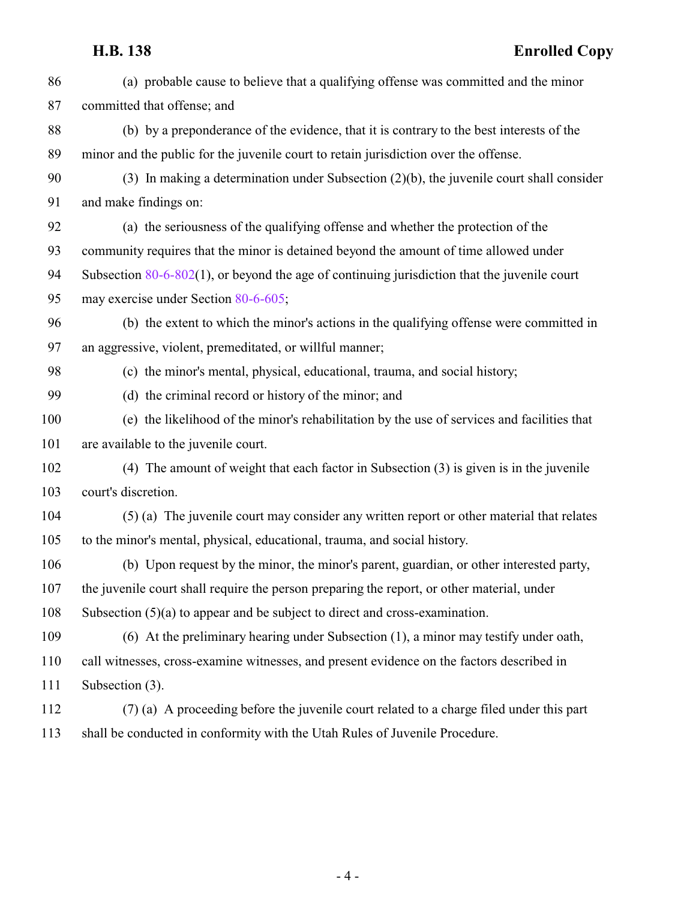(a) probable cause to believe that a qualifying offense was committed and the minor committed that offense; and

(b) by a preponderance of the evidence, that it is contrary to the best interests of the minor and the public for the juvenile court to retain jurisdiction over the offense.

(3) In making a determination under Subsection (2)(b), the juvenile court shall consider and make findings on:

(a) the seriousness of the qualifying offense and whether the protection of the community requires that the minor is detained beyond the amount of time allowed under Subsection 80-6-802(1), or beyond the age of continuing jurisdiction that the juvenile court may exercise under Section 80-6-605;

(b) the extent to which the minor's actions in the qualifying offense were committed in an aggressive, violent, premeditated, or willful manner;

(c) the minor's mental, physical, educational, trauma, and social history;

(d) the criminal record or history of the minor; and

(e) the likelihood of the minor's rehabilitation by the use of services and facilities that are available to the juvenile court.

(4) The amount of weight that each factor in Subsection (3) is given is in the juvenile court's discretion.

(5) (a) The juvenile court may consider any written report or other material that relates to the minor's mental, physical, educational, trauma, and social history.

(b) Upon request by the minor, the minor's parent, guardian, or other interested party, the juvenile court shall require the person preparing the report, or other material, under Subsection (5)(a) to appear and be subject to direct and cross-examination.

(6) At the preliminary hearing under Subsection (1), a minor may testify under oath, call witnesses, cross-examine witnesses, and present evidence on the factors described in Subsection (3).

(7) (a) A proceeding before the juvenile court related to a charge filed under this part shall be conducted in conformity with the Utah Rules of Juvenile Procedure.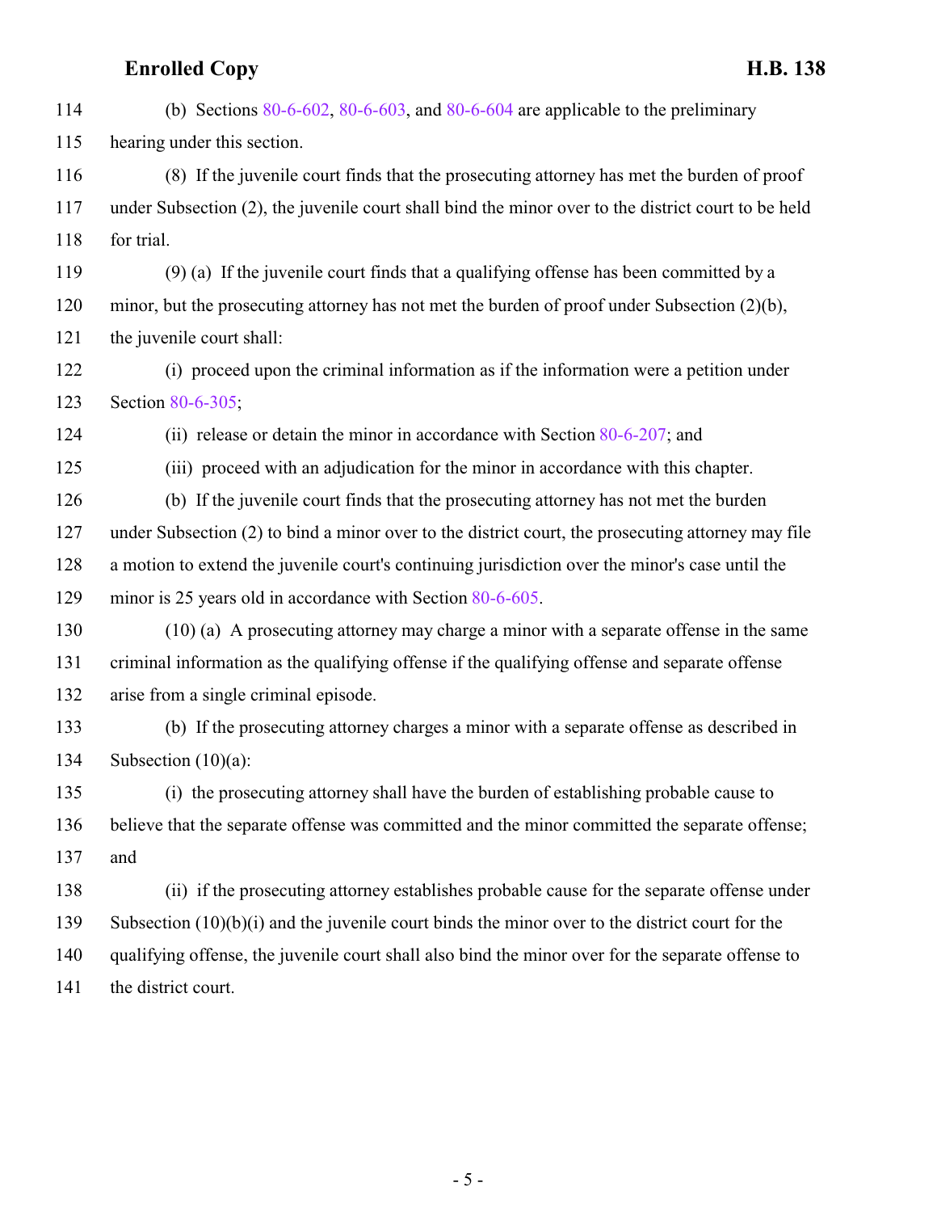(b) Sections 80-6-602, 80-6-603, and 80-6-604 are applicable to the preliminary hearing under this section.

(8) If the juvenile court finds that the prosecuting attorney has met the burden of proof under Subsection (2), the juvenile court shall bind the minor over to the district court to be held for trial.

(9) (a) If the juvenile court finds that a qualifying offense has been committed by a minor, but the prosecuting attorney has not met the burden of proof under Subsection (2)(b), the juvenile court shall:

(i) proceed upon the criminal information as if the information were a petition under Section 80-6-305;

(ii) release or detain the minor in accordance with Section 80-6-207; and

(iii) proceed with an adjudication for the minor in accordance with this chapter.

(b) If the juvenile court finds that the prosecuting attorney has not met the burden under Subsection (2) to bind a minor over to the district court, the prosecuting attorney may file a motion to extend the juvenile court's continuing jurisdiction over the minor's case until the minor is 25 years old in accordance with Section 80-6-605.

(10) (a) A prosecuting attorney may charge a minor with a separate offense in the same criminal information as the qualifying offense if the qualifying offense and separate offense arise from a single criminal episode.

(b) If the prosecuting attorney charges a minor with a separate offense as described in Subsection (10)(a):

(i) the prosecuting attorney shall have the burden of establishing probable cause to believe that the separate offense was committed and the minor committed the separate offense; and

(ii) if the prosecuting attorney establishes probable cause for the separate offense under Subsection (10)(b)(i) and the juvenile court binds the minor over to the district court for the qualifying offense, the juvenile court shall also bind the minor over for the separate offense to the district court.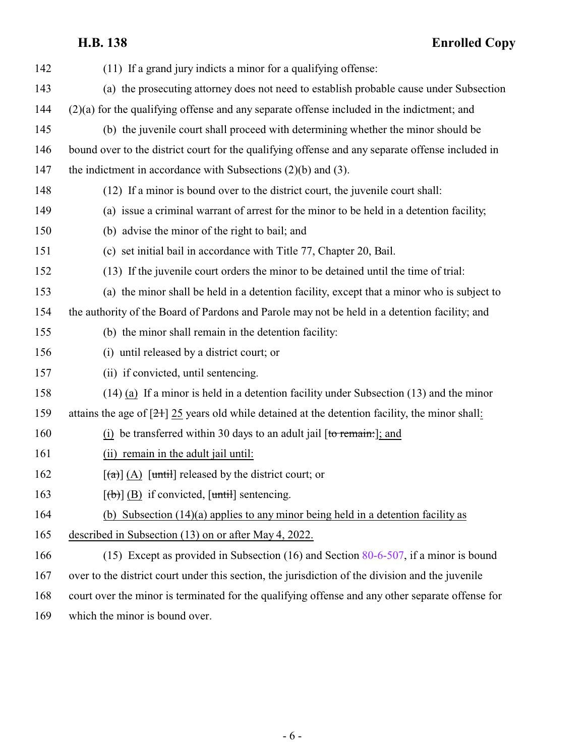(11) If a grand jury indicts a minor for a qualifying offense:

(a) the prosecuting attorney does not need to establish probable cause under Subsection (2)(a) for the qualifying offense and any separate offense included in the indictment; and

(b) the juvenile court shall proceed with determining whether the minor should be bound over to the district court for the qualifying offense and any separate offense included in the indictment in accordance with Subsections (2)(b) and (3).

(12) If a minor is bound over to the district court, the juvenile court shall:

(a) issue a criminal warrant of arrest for the minor to be held in a detention facility;

(b) advise the minor of the right to bail; and

(c) set initial bail in accordance with Title 77, Chapter 20, Bail.

(13) If the juvenile court orders the minor to be detained until the time of trial:

(a) the minor shall be held in a detention facility, except that a minor who is subject to the authority of the Board of Pardons and Parole may not be held in a detention facility; and

(b) the minor shall remain in the detention facility:

(i) until released by a district court; or

(ii) if convicted, until sentencing.

(14) <u>(a)</u> If a minor is held in a detention facility under Subsection (13) and the minor attains the age of [~~21~~] <u>25</u> years old while detained at the detention facility, the minor shall<u>:</u>

<u>(i)</u> be transferred within 30 days to an adult jail [~~to remain:~~]<u>; and</u>

<u>(ii) remain in the adult jail until:</u>

[~~(a)~~] <u>(A)</u> [~~until~~] released by the district court; or

[~~(b)~~] <u>(B)</u> if convicted, [~~until~~] sentencing.

<u>(b) Subsection (14)(a) applies to any minor being held in a detention facility as described in Subsection (13) on or after May 4, 2022.</u>

(15) Except as provided in Subsection (16) and Section 80-6-507, if a minor is bound over to the district court under this section, the jurisdiction of the division and the juvenile court over the minor is terminated for the qualifying offense and any other separate offense for which the minor is bound over.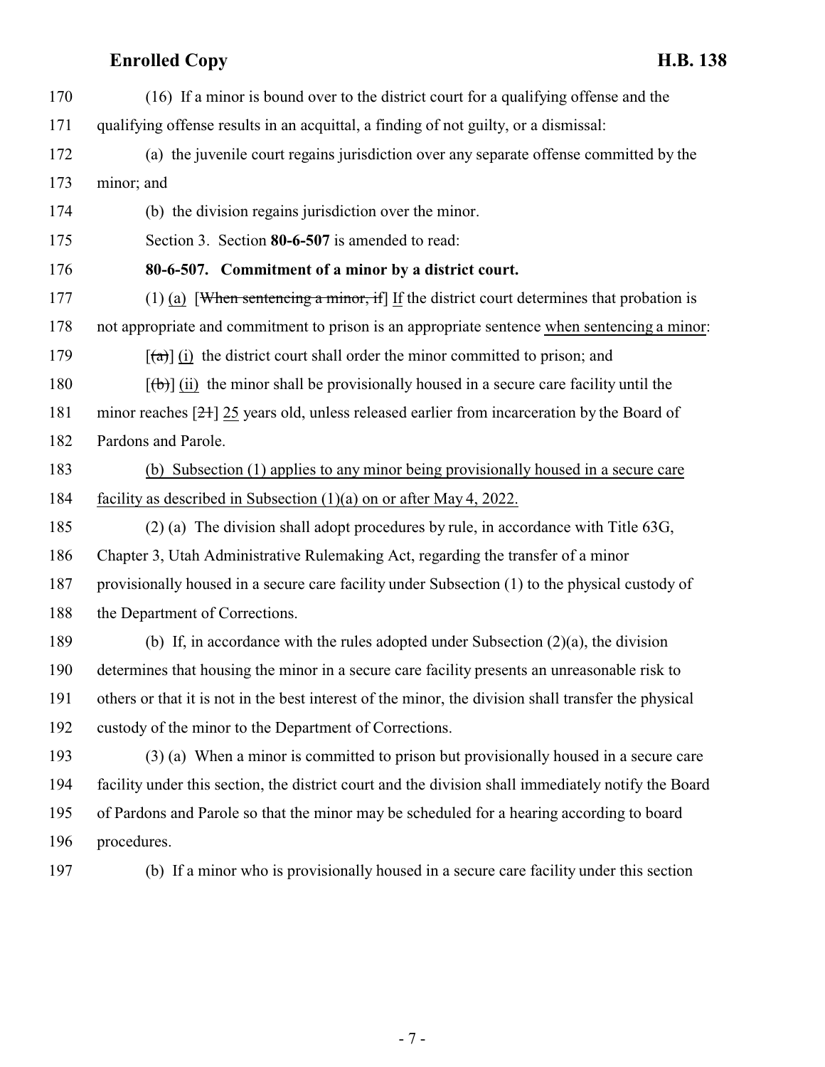170 (16) If a minor is bound over to the district court for a qualifying offense and the
171 qualifying offense results in an acquittal, a finding of not guilty, or a dismissal:

172 (a) the juvenile court regains jurisdiction over any separate offense committed by the
173 minor; and

174 (b) the division regains jurisdiction over the minor.

175 Section 3. Section **80-6-507** is amended to read:

176 **80-6-507. Commitment of a minor by a district court.**

177 (1) <u>(a)</u> [~~When sentencing a minor, if~~] <u>If</u> the district court determines that probation is
178 not appropriate and commitment to prison is an appropriate sentence <u>when sentencing a minor</u>:

179 [~~(a)~~] <u>(i)</u> the district court shall order the minor committed to prison; and

180 [~~(b)~~] <u>(ii)</u> the minor shall be provisionally housed in a secure care facility until the
181 minor reaches [~~21~~] <u>25</u> years old, unless released earlier from incarceration by the Board of
182 Pardons and Parole.

183 <u>(b) Subsection (1) applies to any minor being provisionally housed in a secure care</u>
184 <u>facility as described in Subsection (1)(a) on or after May 4, 2022.</u>

185 (2) (a) The division shall adopt procedures by rule, in accordance with Title 63G,
186 Chapter 3, Utah Administrative Rulemaking Act, regarding the transfer of a minor
187 provisionally housed in a secure care facility under Subsection (1) to the physical custody of
188 the Department of Corrections.

189 (b) If, in accordance with the rules adopted under Subsection (2)(a), the division
190 determines that housing the minor in a secure care facility presents an unreasonable risk to
191 others or that it is not in the best interest of the minor, the division shall transfer the physical
192 custody of the minor to the Department of Corrections.

193 (3) (a) When a minor is committed to prison but provisionally housed in a secure care
194 facility under this section, the district court and the division shall immediately notify the Board
195 of Pardons and Parole so that the minor may be scheduled for a hearing according to board
196 procedures.

197 (b) If a minor who is provisionally housed in a secure care facility under this section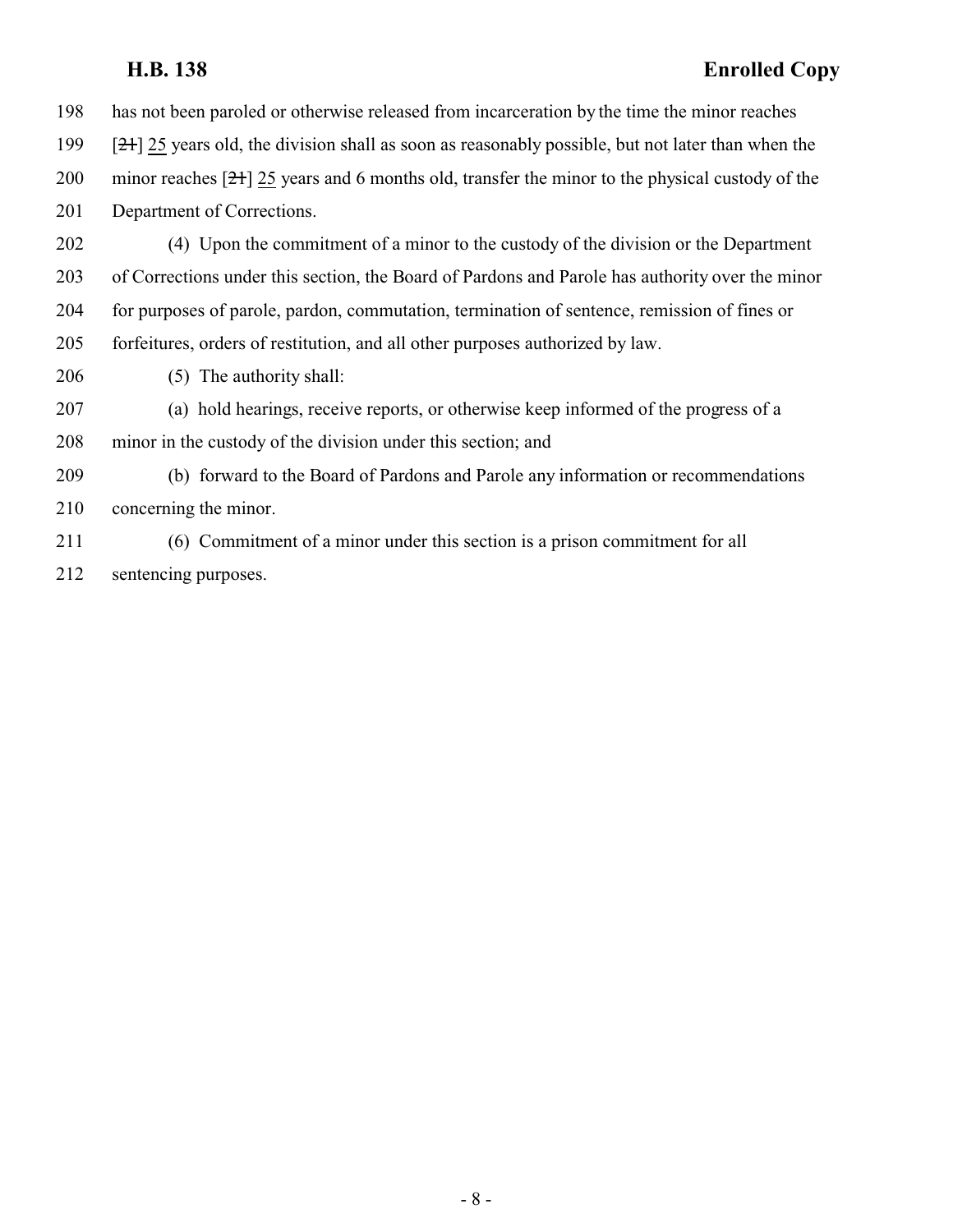198 has not been paroled or otherwise released from incarceration by the time the minor reaches

199 [~~21~~] 25 years old, the division shall as soon as reasonably possible, but not later than when the

200 minor reaches [~~21~~] 25 years and 6 months old, transfer the minor to the physical custody of the

201 Department of Corrections.

202 (4) Upon the commitment of a minor to the custody of the division or the Department

203 of Corrections under this section, the Board of Pardons and Parole has authority over the minor

204 for purposes of parole, pardon, commutation, termination of sentence, remission of fines or

205 forfeitures, orders of restitution, and all other purposes authorized by law.

206 (5) The authority shall:

207 (a) hold hearings, receive reports, or otherwise keep informed of the progress of a

208 minor in the custody of the division under this section; and

209 (b) forward to the Board of Pardons and Parole any information or recommendations

210 concerning the minor.

211 (6) Commitment of a minor under this section is a prison commitment for all

212 sentencing purposes.